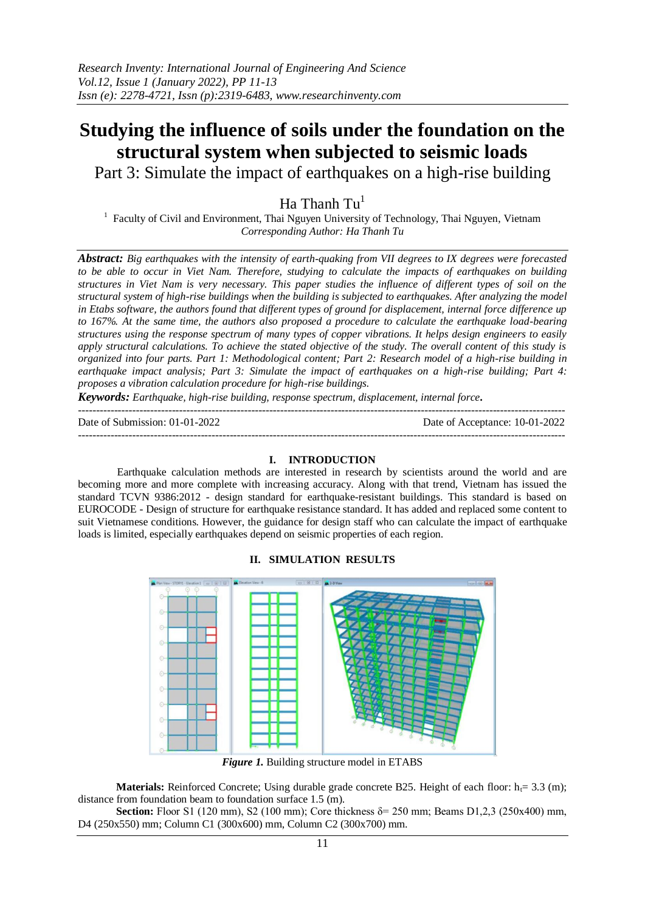# Studying the influence of soils under the foundation on the structural system when subjected to seismic loads

Part 3: Simulate the impact of earthquakes on a high-rise building

Ha Thanh Tu[1]

[1] Faculty of Civil and Environment, Thai Nguyen University of Technology, Thai Nguyen, Vietnam
*Corresponding Author: Ha Thanh Tu*

***Abstract:*** *Big earthquakes with the intensity of earth-quaking from VII degrees to IX degrees were forecasted to be able to occur in Viet Nam. Therefore, studying to calculate the impacts of earthquakes on building structures in Viet Nam is very necessary. This paper studies the influence of different types of soil on the structural system of high-rise buildings when the building is subjected to earthquakes. After analyzing the model in Etabs software, the authors found that different types of ground for displacement, internal force difference up to 167%. At the same time, the authors also proposed a procedure to calculate the earthquake load-bearing structures using the response spectrum of many types of copper vibrations. It helps design engineers to easily apply structural calculations. To achieve the stated objective of the study. The overall content of this study is organized into four parts. Part 1: Methodological content; Part 2: Research model of a high-rise building in earthquake impact analysis; Part 3: Simulate the impact of earthquakes on a high-rise building; Part 4: proposes a vibration calculation procedure for high-rise buildings.*

***Keywords:*** *Earthquake, high-rise building, response spectrum, displacement, internal force*.

---

Date of Submission: 01-01-2022 Date of Acceptance: 10-01-2022

---

## I. INTRODUCTION

Earthquake calculation methods are interested in research by scientists around the world and are becoming more and more complete with increasing accuracy. Along with that trend, Vietnam has issued the standard TCVN 9386:2012 - design standard for earthquake-resistant buildings. This standard is based on EUROCODE - Design of structure for earthquake resistance standard. It has added and replaced some content to suit Vietnamese conditions. However, the guidance for design staff who can calculate the impact of earthquake loads is limited, especially earthquakes depend on seismic properties of each region.

## II. SIMULATION RESULTS

***Figure 1.*** Building structure model in ETABS

**Materials:** Reinforced Concrete; Using durable grade concrete B25. Height of each floor: $h_t$= 3.3 (m); distance from foundation beam to foundation surface 1.5 (m).

**Section:** Floor S1 (120 mm), S2 (100 mm); Core thickness $\delta$= 250 mm; Beams D1,2,3 (250x400) mm, D4 (250x550) mm; Column C1 (300x600) mm, Column C2 (300x700) mm.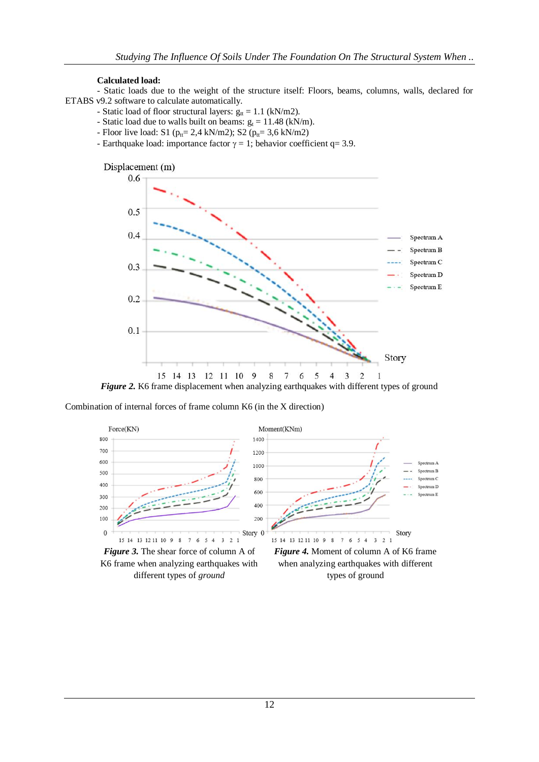**Calculated load:**

- Static loads due to the weight of the structure itself: Floors, beams, columns, walls, declared for ETABS v9.2 software to calculate automatically.
- Static load of floor structural layers: $g_{tt}$ = 1.1 (kN/m2).
- Static load due to walls built on beams: $g_t$ = 11.48 (kN/m).
- Floor live load: S1 ($p_{tt}$= 2,4 kN/m2); S2 ($p_{tt}$= 3,6 kN/m2)
- Earthquake load: importance factor $\gamma$ = 1; behavior coefficient q= 3.9.

***Figure 2.*** K6 frame displacement when analyzing earthquakes with different types of ground

Combination of internal forces of frame column K6 (in the X direction)

***Figure 3.*** The shear force of column A of K6 frame when analyzing earthquakes with different types of *ground*

***Figure 4.*** Moment of column A of K6 frame when analyzing earthquakes with different types of ground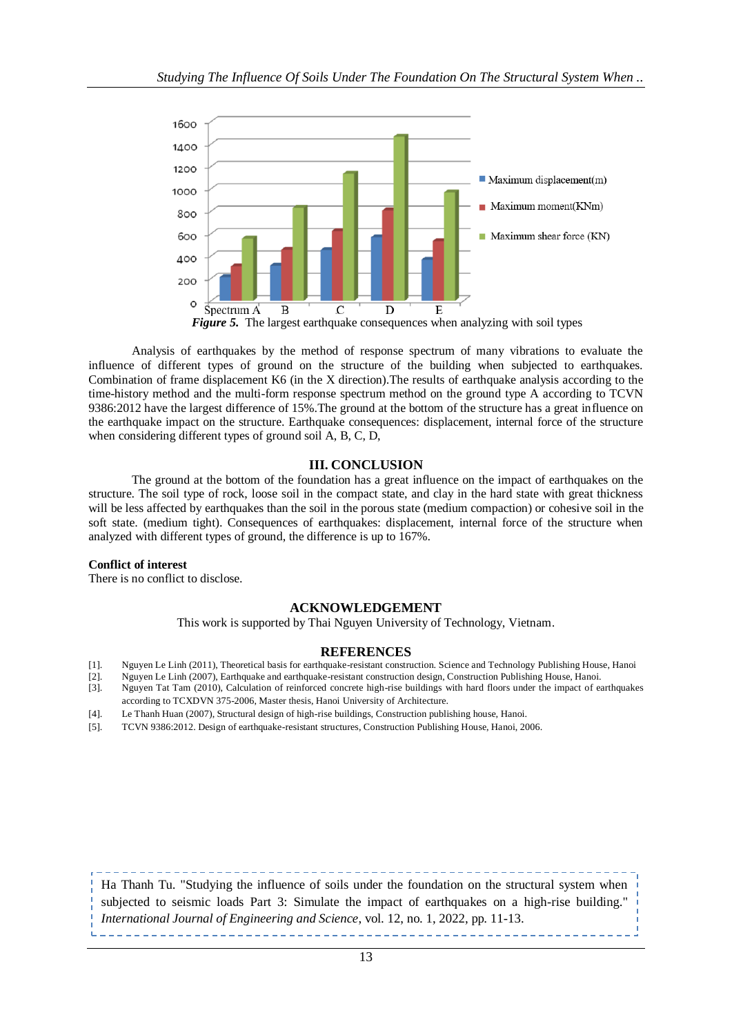1600
1400
1200
1000
800
600
400
200
0

Spectrum A B C D E

Maximum displacement(m)
Maximum moment(KNm)
Maximum shear force (KN)

***Figure 5.*** The largest earthquake consequences when analyzing with soil types

Analysis of earthquakes by the method of response spectrum of many vibrations to evaluate the influence of different types of ground on the structure of the building when subjected to earthquakes. Combination of frame displacement K6 (in the X direction).The results of earthquake analysis according to the time-history method and the multi-form response spectrum method on the ground type A according to TCVN 9386:2012 have the largest difference of 15%.The ground at the bottom of the structure has a great influence on the earthquake impact on the structure. Earthquake consequences: displacement, internal force of the structure when considering different types of ground soil A, B, C, D,

## III. CONCLUSION

The ground at the bottom of the foundation has a great influence on the impact of earthquakes on the structure. The soil type of rock, loose soil in the compact state, and clay in the hard state with great thickness will be less affected by earthquakes than the soil in the porous state (medium compaction) or cohesive soil in the soft state. (medium tight). Consequences of earthquakes: displacement, internal force of the structure when analyzed with different types of ground, the difference is up to 167%.

**Conflict of interest**

There is no conflict to disclose.

## ACKNOWLEDGEMENT

This work is supported by Thai Nguyen University of Technology, Vietnam.

## REFERENCES

[1]. Nguyen Le Linh (2011), Theoretical basis for earthquake-resistant construction. Science and Technology Publishing House, Hanoi

[2]. Nguyen Le Linh (2007), Earthquake and earthquake-resistant construction design, Construction Publishing House, Hanoi.

[3]. Nguyen Tat Tam (2010), Calculation of reinforced concrete high-rise buildings with hard floors under the impact of earthquakes according to TCXDVN 375-2006, Master thesis, Hanoi University of Architecture.

[4]. Le Thanh Huan (2007), Structural design of high-rise buildings, Construction publishing house, Hanoi.

[5]. TCVN 9386:2012. Design of earthquake-resistant structures, Construction Publishing House, Hanoi, 2006.

Ha Thanh Tu. "Studying the influence of soils under the foundation on the structural system when subjected to seismic loads Part 3: Simulate the impact of earthquakes on a high-rise building." *International Journal of Engineering and Science*, vol. 12, no. 1, 2022, pp. 11-13.